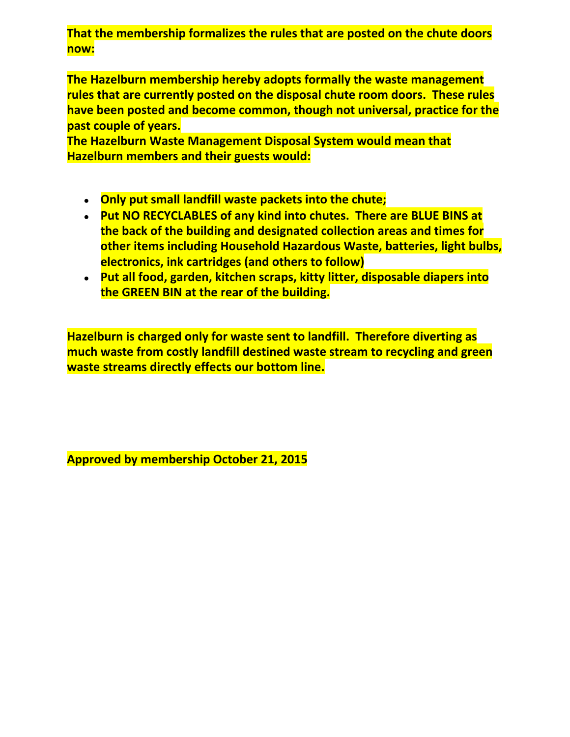**That the membership formalizes the rules that are posted on the chute doors now:**

**The Hazelburn membership hereby adopts formally the waste management rules that are currently posted on the disposal chute room doors. These rules have been posted and become common, though not universal, practice for the past couple of years.**
**The Hazelburn Waste Management Disposal System would mean that Hazelburn members and their guests would:**

- **Only put small landfill waste packets into the chute;**
- **Put NO RECYCLABLES of any kind into chutes. There are BLUE BINS at the back of the building and designated collection areas and times for other items including Household Hazardous Waste, batteries, light bulbs, electronics, ink cartridges (and others to follow)**
- **Put all food, garden, kitchen scraps, kitty litter, disposable diapers into the GREEN BIN at the rear of the building.**

**Hazelburn is charged only for waste sent to landfill. Therefore diverting as much waste from costly landfill destined waste stream to recycling and green waste streams directly effects our bottom line.**

**Approved by membership October 21, 2015**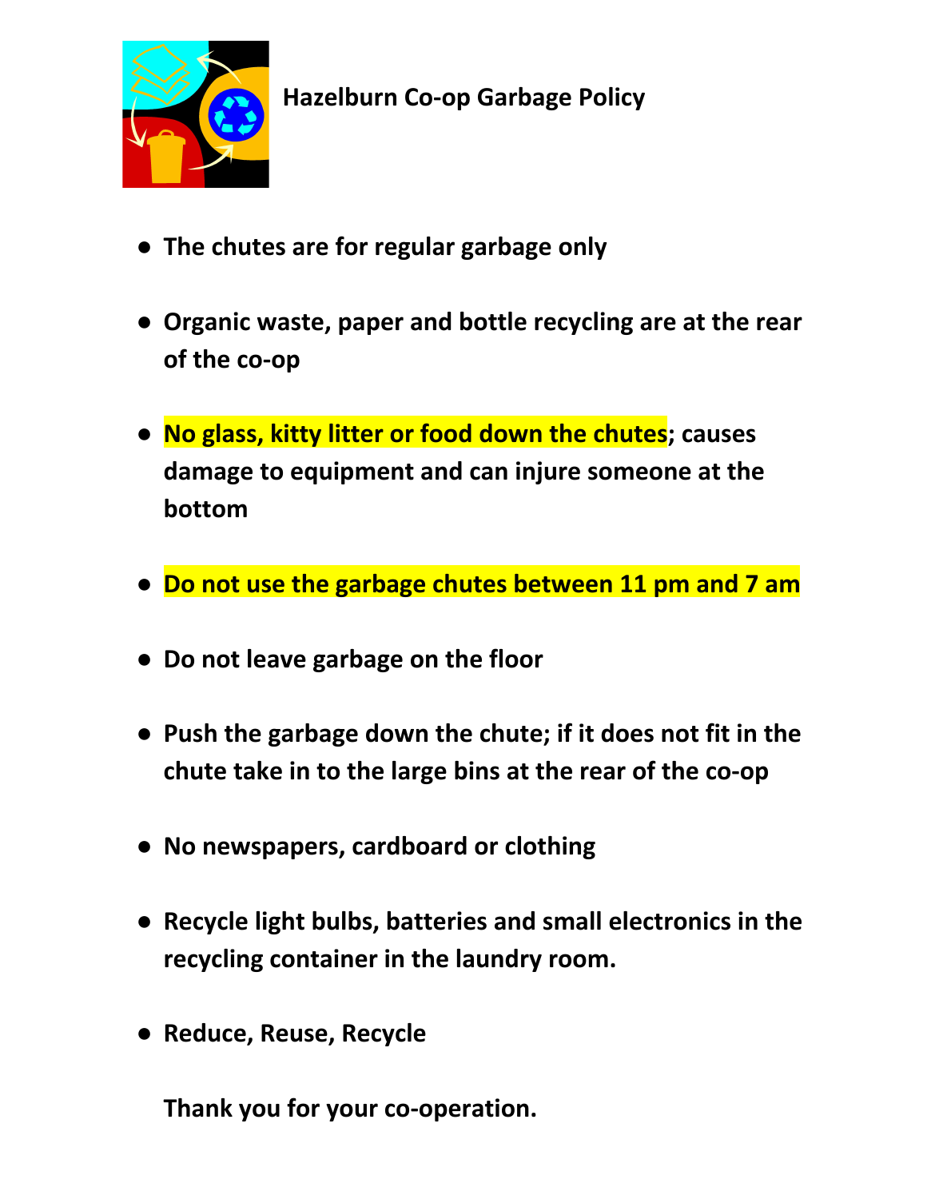# Hazelburn Co-op Garbage Policy

- **The chutes are for regular garbage only**
- **Organic waste, paper and bottle recycling are at the rear of the co-op**
- **No glass, kitty litter or food down the chutes; causes damage to equipment and can injure someone at the bottom**
- **Do not use the garbage chutes between 11 pm and 7 am**
- **Do not leave garbage on the floor**
- **Push the garbage down the chute; if it does not fit in the chute take in to the large bins at the rear of the co-op**
- **No newspapers, cardboard or clothing**
- **Recycle light bulbs, batteries and small electronics in the recycling container in the laundry room.**
- **Reduce, Reuse, Recycle**

**Thank you for your co-operation.**